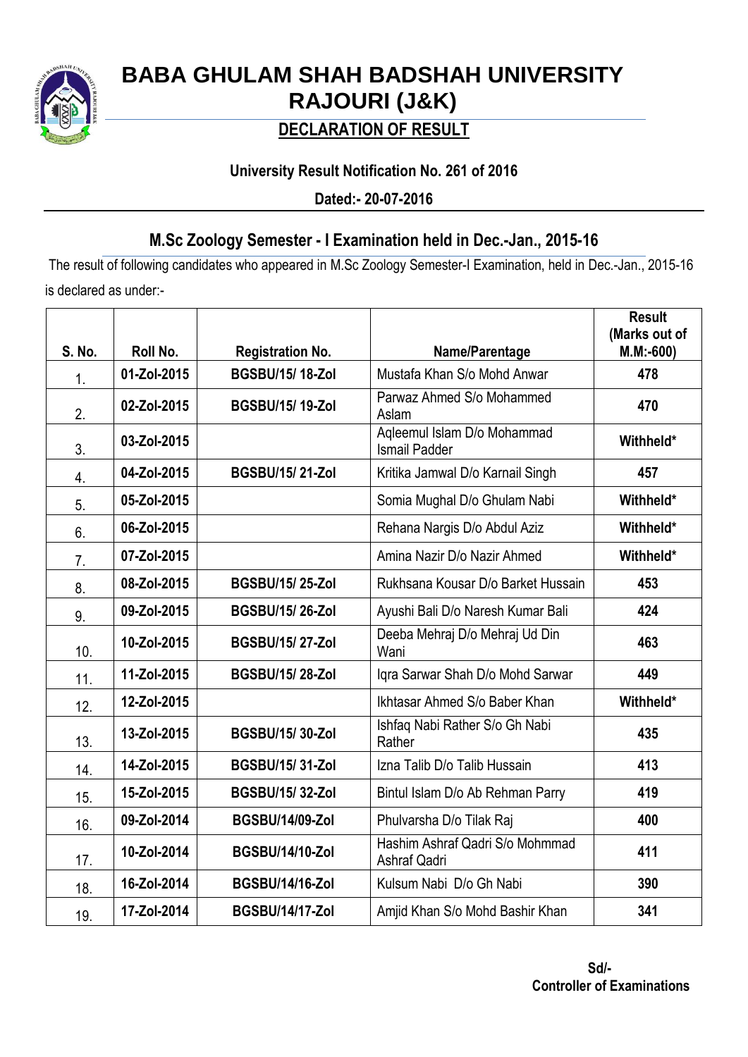# BABA GHULAM SHAH BADSHAH UNIVERSITY RAJOURI (J&K)

## DECLARATION OF RESULT

**University Result Notification No. 261 of 2016**

**Dated:- 20-07-2016**

### M.Sc Zoology Semester - I Examination held in Dec.-Jan., 2015-16

The result of following candidates who appeared in M.Sc Zoology Semester-I Examination, held in Dec.-Jan., 2015-16 is declared as under:-

| S. No. | Roll No. | Registration No. | Name/Parentage | Result (Marks out of M.M:-600) |
|---|---|---|---|---|
| 1. | 01-Zol-2015 | BGSBU/15/ 18-Zol | Mustafa Khan S/o Mohd Anwar | 478 |
| 2. | 02-Zol-2015 | BGSBU/15/ 19-Zol | Parwaz Ahmed S/o Mohammed Aslam | 470 |
| 3. | 03-Zol-2015 | | Aqleemul Islam D/o Mohammad Ismail Padder | Withheld* |
| 4. | 04-Zol-2015 | BGSBU/15/ 21-Zol | Kritika Jamwal D/o Karnail Singh | 457 |
| 5. | 05-Zol-2015 | | Somia Mughal D/o Ghulam Nabi | Withheld* |
| 6. | 06-Zol-2015 | | Rehana Nargis D/o Abdul Aziz | Withheld* |
| 7. | 07-Zol-2015 | | Amina Nazir D/o Nazir Ahmed | Withheld* |
| 8. | 08-Zol-2015 | BGSBU/15/ 25-Zol | Rukhsana Kousar D/o Barket Hussain | 453 |
| 9. | 09-Zol-2015 | BGSBU/15/ 26-Zol | Ayushi Bali D/o Naresh Kumar Bali | 424 |
| 10. | 10-Zol-2015 | BGSBU/15/ 27-Zol | Deeba Mehraj D/o Mehraj Ud Din Wani | 463 |
| 11. | 11-Zol-2015 | BGSBU/15/ 28-Zol | Iqra Sarwar Shah D/o Mohd Sarwar | 449 |
| 12. | 12-Zol-2015 | | Ikhtasar Ahmed S/o Baber Khan | Withheld* |
| 13. | 13-Zol-2015 | BGSBU/15/ 30-Zol | Ishfaq Nabi Rather S/o Gh Nabi Rather | 435 |
| 14. | 14-Zol-2015 | BGSBU/15/ 31-Zol | Izna Talib D/o Talib Hussain | 413 |
| 15. | 15-Zol-2015 | BGSBU/15/ 32-Zol | Bintul Islam D/o Ab Rehman Parry | 419 |
| 16. | 09-Zol-2014 | BGSBU/14/09-Zol | Phulvarsha D/o Tilak Raj | 400 |
| 17. | 10-Zol-2014 | BGSBU/14/10-Zol | Hashim Ashraf Qadri S/o Mohmmad Ashraf Qadri | 411 |
| 18. | 16-Zol-2014 | BGSBU/14/16-Zol | Kulsum Nabi D/o Gh Nabi | 390 |
| 19. | 17-Zol-2014 | BGSBU/14/17-Zol | Amjid Khan S/o Mohd Bashir Khan | 341 |

**Sd/-**
**Controller of Examinations**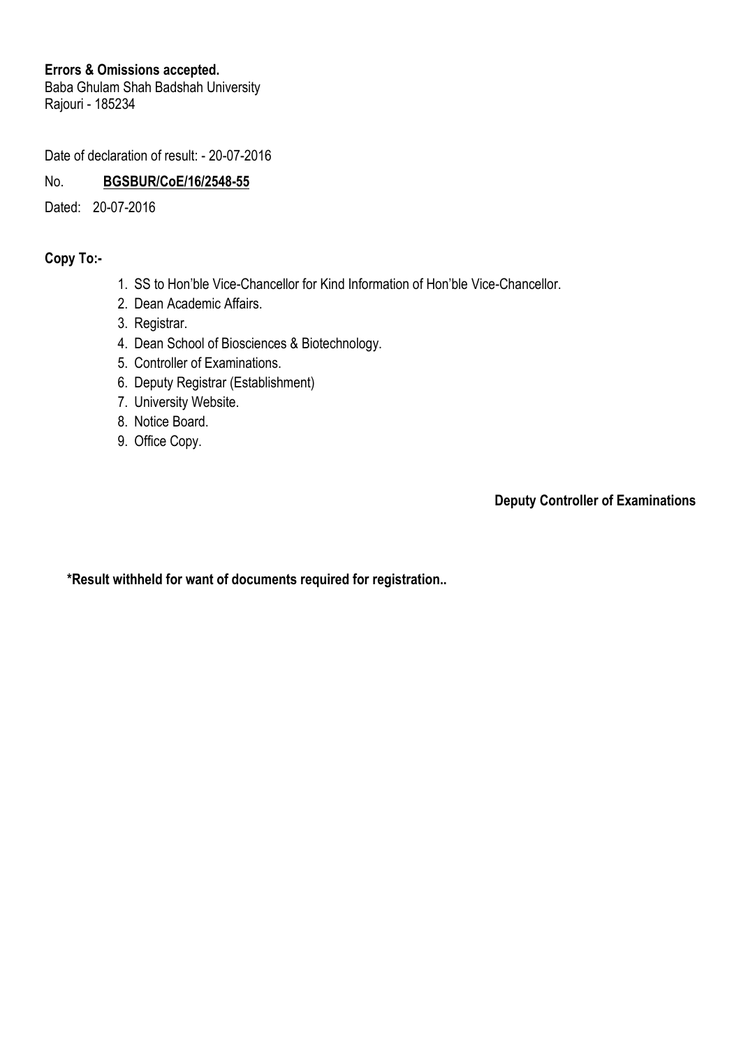**Errors & Omissions accepted.**
Baba Ghulam Shah Badshah University
Rajouri - 185234

Date of declaration of result: - 20-07-2016

No. **BGSBUR/CoE/16/2548-55**

Dated: 20-07-2016

**Copy To:-**

1. SS to Hon'ble Vice-Chancellor for Kind Information of Hon'ble Vice-Chancellor.
2. Dean Academic Affairs.
3. Registrar.
4. Dean School of Biosciences & Biotechnology.
5. Controller of Examinations.
6. Deputy Registrar (Establishment)
7. University Website.
8. Notice Board.
9. Office Copy.

**Deputy Controller of Examinations**

**\*Result withheld for want of documents required for registration..**